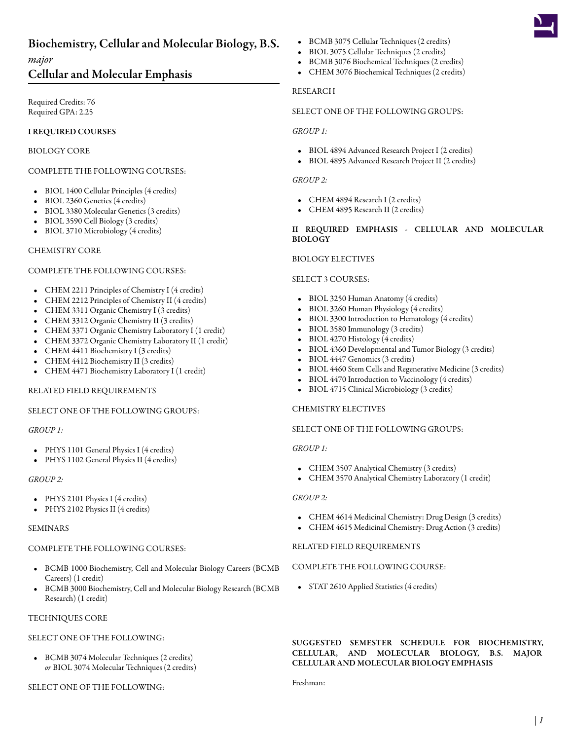# Biochemistry, Cellular and Molecular Biology, B.S.

*major*

## Cellular and Molecular Emphasis

Required Credits: 76
Required GPA: 2.25

**I REQUIRED COURSES**

BIOLOGY CORE

COMPLETE THE FOLLOWING COURSES:

- BIOL 1400 Cellular Principles (4 credits)
- BIOL 2360 Genetics (4 credits)
- BIOL 3380 Molecular Genetics (3 credits)
- BIOL 3590 Cell Biology (3 credits)
- BIOL 3710 Microbiology (4 credits)

CHEMISTRY CORE

COMPLETE THE FOLLOWING COURSES:

- CHEM 2211 Principles of Chemistry I (4 credits)
- CHEM 2212 Principles of Chemistry II (4 credits)
- CHEM 3311 Organic Chemistry I (3 credits)
- CHEM 3312 Organic Chemistry II (3 credits)
- CHEM 3371 Organic Chemistry Laboratory I (1 credit)
- CHEM 3372 Organic Chemistry Laboratory II (1 credit)
- CHEM 4411 Biochemistry I (3 credits)
- CHEM 4412 Biochemistry II (3 credits)
- CHEM 4471 Biochemistry Laboratory I (1 credit)

RELATED FIELD REQUIREMENTS

SELECT ONE OF THE FOLLOWING GROUPS:

*GROUP 1:*

- PHYS 1101 General Physics I (4 credits)
- PHYS 1102 General Physics II (4 credits)

*GROUP 2:*

- PHYS 2101 Physics I (4 credits)
- PHYS 2102 Physics II (4 credits)

SEMINARS

COMPLETE THE FOLLOWING COURSES:

- BCMB 1000 Biochemistry, Cell and Molecular Biology Careers (BCMB Careers) (1 credit)
- BCMB 3000 Biochemistry, Cell and Molecular Biology Research (BCMB Research) (1 credit)

TECHNIQUES CORE

SELECT ONE OF THE FOLLOWING:

- BCMB 3074 Molecular Techniques (2 credits)
  *or* BIOL 3074 Molecular Techniques (2 credits)

SELECT ONE OF THE FOLLOWING:

- BCMB 3075 Cellular Techniques (2 credits)
- BIOL 3075 Cellular Techniques (2 credits)
- BCMB 3076 Biochemical Techniques (2 credits)
- CHEM 3076 Biochemical Techniques (2 credits)

RESEARCH

SELECT ONE OF THE FOLLOWING GROUPS:

*GROUP 1:*

- BIOL 4894 Advanced Research Project I (2 credits)
- BIOL 4895 Advanced Research Project II (2 credits)

*GROUP 2:*

- CHEM 4894 Research I (2 credits)
- CHEM 4895 Research II (2 credits)

**II REQUIRED EMPHASIS - CELLULAR AND MOLECULAR BIOLOGY**

BIOLOGY ELECTIVES

SELECT 3 COURSES:

- BIOL 3250 Human Anatomy (4 credits)
- BIOL 3260 Human Physiology (4 credits)
- BIOL 3300 Introduction to Hematology (4 credits)
- BIOL 3580 Immunology (3 credits)
- BIOL 4270 Histology (4 credits)
- BIOL 4360 Developmental and Tumor Biology (3 credits)
- BIOL 4447 Genomics (3 credits)
- BIOL 4460 Stem Cells and Regenerative Medicine (3 credits)
- BIOL 4470 Introduction to Vaccinology (4 credits)
- BIOL 4715 Clinical Microbiology (3 credits)

CHEMISTRY ELECTIVES

SELECT ONE OF THE FOLLOWING GROUPS:

*GROUP 1:*

- CHEM 3507 Analytical Chemistry (3 credits)
- CHEM 3570 Analytical Chemistry Laboratory (1 credit)

*GROUP 2:*

- CHEM 4614 Medicinal Chemistry: Drug Design (3 credits)
- CHEM 4615 Medicinal Chemistry: Drug Action (3 credits)

RELATED FIELD REQUIREMENTS

COMPLETE THE FOLLOWING COURSE:

- STAT 2610 Applied Statistics (4 credits)

**SUGGESTED SEMESTER SCHEDULE FOR BIOCHEMISTRY, CELLULAR, AND MOLECULAR BIOLOGY, B.S. MAJOR CELLULAR AND MOLECULAR BIOLOGY EMPHASIS**

Freshman: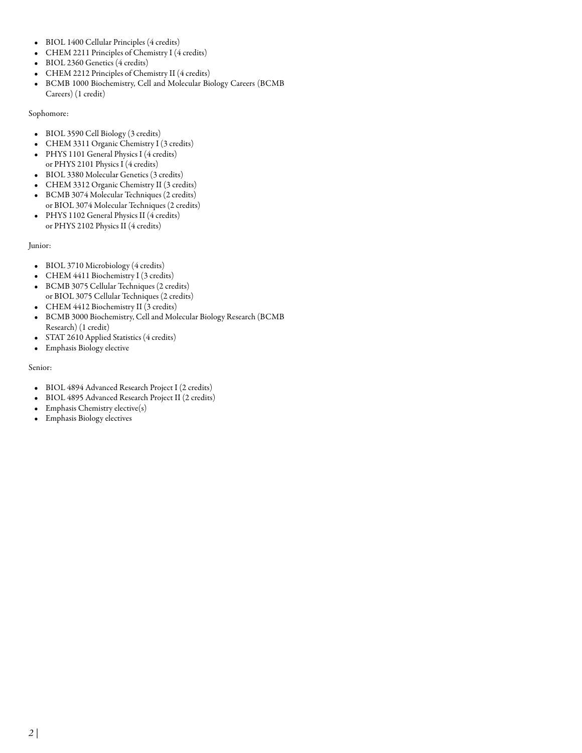- BIOL 1400 Cellular Principles (4 credits)
- CHEM 2211 Principles of Chemistry I (4 credits)
- BIOL 2360 Genetics (4 credits)
- CHEM 2212 Principles of Chemistry II (4 credits)
- BCMB 1000 Biochemistry, Cell and Molecular Biology Careers (BCMB Careers) (1 credit)

Sophomore:

- BIOL 3590 Cell Biology (3 credits)
- CHEM 3311 Organic Chemistry I (3 credits)
- PHYS 1101 General Physics I (4 credits)
  or PHYS 2101 Physics I (4 credits)
- BIOL 3380 Molecular Genetics (3 credits)
- CHEM 3312 Organic Chemistry II (3 credits)
- BCMB 3074 Molecular Techniques (2 credits)
  or BIOL 3074 Molecular Techniques (2 credits)
- PHYS 1102 General Physics II (4 credits)
  or PHYS 2102 Physics II (4 credits)

Junior:

- BIOL 3710 Microbiology (4 credits)
- CHEM 4411 Biochemistry I (3 credits)
- BCMB 3075 Cellular Techniques (2 credits)
  or BIOL 3075 Cellular Techniques (2 credits)
- CHEM 4412 Biochemistry II (3 credits)
- BCMB 3000 Biochemistry, Cell and Molecular Biology Research (BCMB Research) (1 credit)
- STAT 2610 Applied Statistics (4 credits)
- Emphasis Biology elective

Senior:

- BIOL 4894 Advanced Research Project I (2 credits)
- BIOL 4895 Advanced Research Project II (2 credits)
- Emphasis Chemistry elective(s)
- Emphasis Biology electives